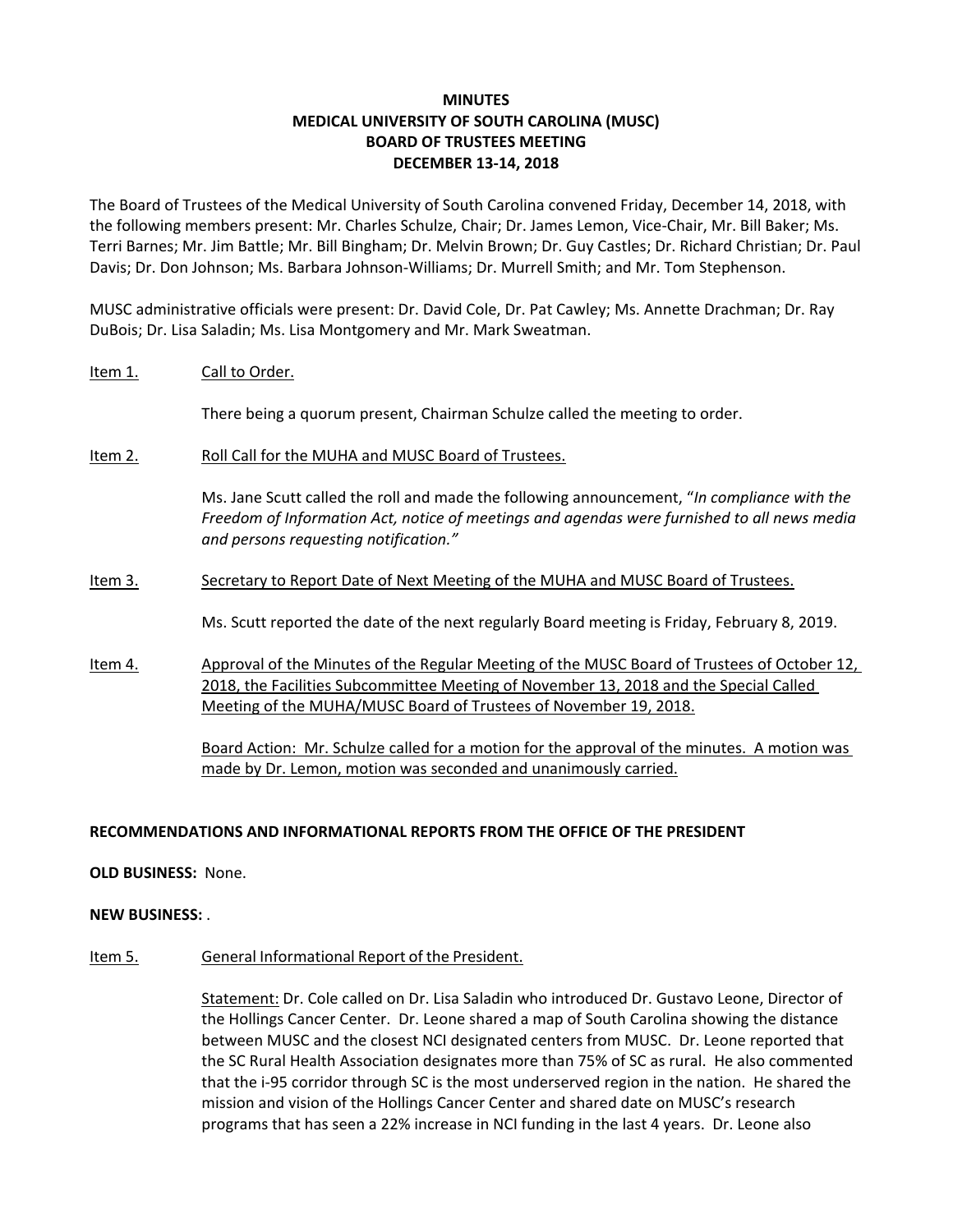# MINUTES
# MEDICAL UNIVERSITY OF SOUTH CAROLINA (MUSC)
# BOARD OF TRUSTEES MEETING
# DECEMBER 13-14, 2018

The Board of Trustees of the Medical University of South Carolina convened Friday, December 14, 2018, with the following members present: Mr. Charles Schulze, Chair; Dr. James Lemon, Vice-Chair, Mr. Bill Baker; Ms. Terri Barnes; Mr. Jim Battle; Mr. Bill Bingham; Dr. Melvin Brown; Dr. Guy Castles; Dr. Richard Christian; Dr. Paul Davis; Dr. Don Johnson; Ms. Barbara Johnson-Williams; Dr. Murrell Smith; and Mr. Tom Stephenson.

MUSC administrative officials were present: Dr. David Cole, Dr. Pat Cawley; Ms. Annette Drachman; Dr. Ray DuBois; Dr. Lisa Saladin; Ms. Lisa Montgomery and Mr. Mark Sweatman.

Item 1. Call to Order.

There being a quorum present, Chairman Schulze called the meeting to order.

Item 2. Roll Call for the MUHA and MUSC Board of Trustees.

Ms. Jane Scutt called the roll and made the following announcement, "*In compliance with the Freedom of Information Act, notice of meetings and agendas were furnished to all news media and persons requesting notification.*"

Item 3. Secretary to Report Date of Next Meeting of the MUHA and MUSC Board of Trustees.

Ms. Scutt reported the date of the next regularly Board meeting is Friday, February 8, 2019.

Item 4. Approval of the Minutes of the Regular Meeting of the MUSC Board of Trustees of October 12, 2018, the Facilities Subcommittee Meeting of November 13, 2018 and the Special Called Meeting of the MUHA/MUSC Board of Trustees of November 19, 2018.

Board Action: Mr. Schulze called for a motion for the approval of the minutes. A motion was made by Dr. Lemon, motion was seconded and unanimously carried.

**RECOMMENDATIONS AND INFORMATIONAL REPORTS FROM THE OFFICE OF THE PRESIDENT**

**OLD BUSINESS:** None.

**NEW BUSINESS:** .

Item 5. General Informational Report of the President.

Statement: Dr. Cole called on Dr. Lisa Saladin who introduced Dr. Gustavo Leone, Director of the Hollings Cancer Center. Dr. Leone shared a map of South Carolina showing the distance between MUSC and the closest NCI designated centers from MUSC. Dr. Leone reported that the SC Rural Health Association designates more than 75% of SC as rural. He also commented that the i-95 corridor through SC is the most underserved region in the nation. He shared the mission and vision of the Hollings Cancer Center and shared date on MUSC's research programs that has seen a 22% increase in NCI funding in the last 4 years. Dr. Leone also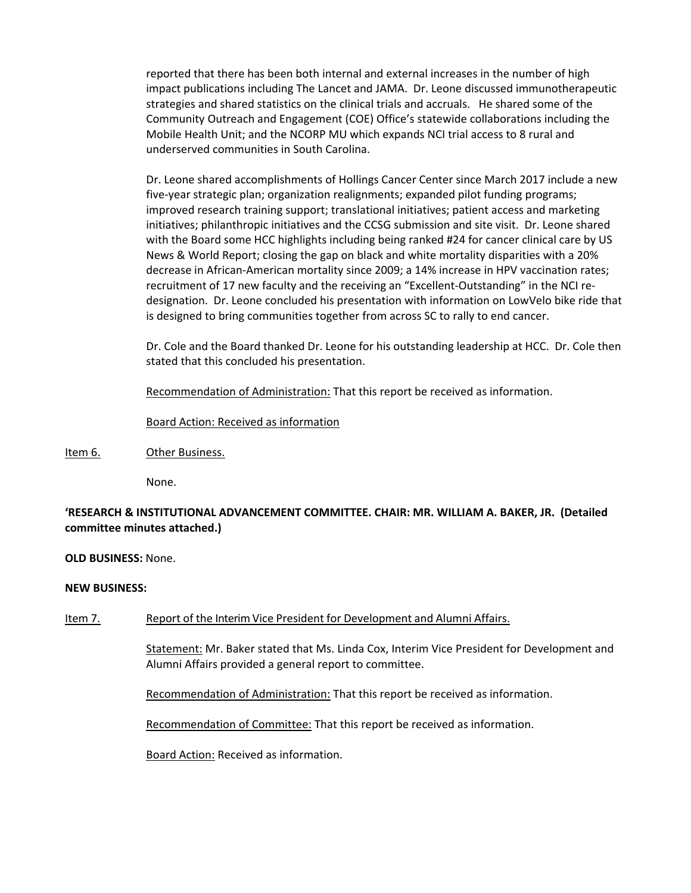reported that there has been both internal and external increases in the number of high impact publications including The Lancet and JAMA. Dr. Leone discussed immunotherapeutic strategies and shared statistics on the clinical trials and accruals. He shared some of the Community Outreach and Engagement (COE) Office's statewide collaborations including the Mobile Health Unit; and the NCORP MU which expands NCI trial access to 8 rural and underserved communities in South Carolina.

Dr. Leone shared accomplishments of Hollings Cancer Center since March 2017 include a new five-year strategic plan; organization realignments; expanded pilot funding programs; improved research training support; translational initiatives; patient access and marketing initiatives; philanthropic initiatives and the CCSG submission and site visit. Dr. Leone shared with the Board some HCC highlights including being ranked #24 for cancer clinical care by US News & World Report; closing the gap on black and white mortality disparities with a 20% decrease in African-American mortality since 2009; a 14% increase in HPV vaccination rates; recruitment of 17 new faculty and the receiving an "Excellent-Outstanding" in the NCI re-designation. Dr. Leone concluded his presentation with information on LowVelo bike ride that is designed to bring communities together from across SC to rally to end cancer.

Dr. Cole and the Board thanked Dr. Leone for his outstanding leadership at HCC. Dr. Cole then stated that this concluded his presentation.

Recommendation of Administration: That this report be received as information.

Board Action: Received as information

Item 6. Other Business.

None.

**'RESEARCH & INSTITUTIONAL ADVANCEMENT COMMITTEE. CHAIR: MR. WILLIAM A. BAKER, JR. (Detailed committee minutes attached.)**

**OLD BUSINESS:** None.

**NEW BUSINESS:**

Item 7. Report of the Interim Vice President for Development and Alumni Affairs.

Statement: Mr. Baker stated that Ms. Linda Cox, Interim Vice President for Development and Alumni Affairs provided a general report to committee.

Recommendation of Administration: That this report be received as information.

Recommendation of Committee: That this report be received as information.

Board Action: Received as information.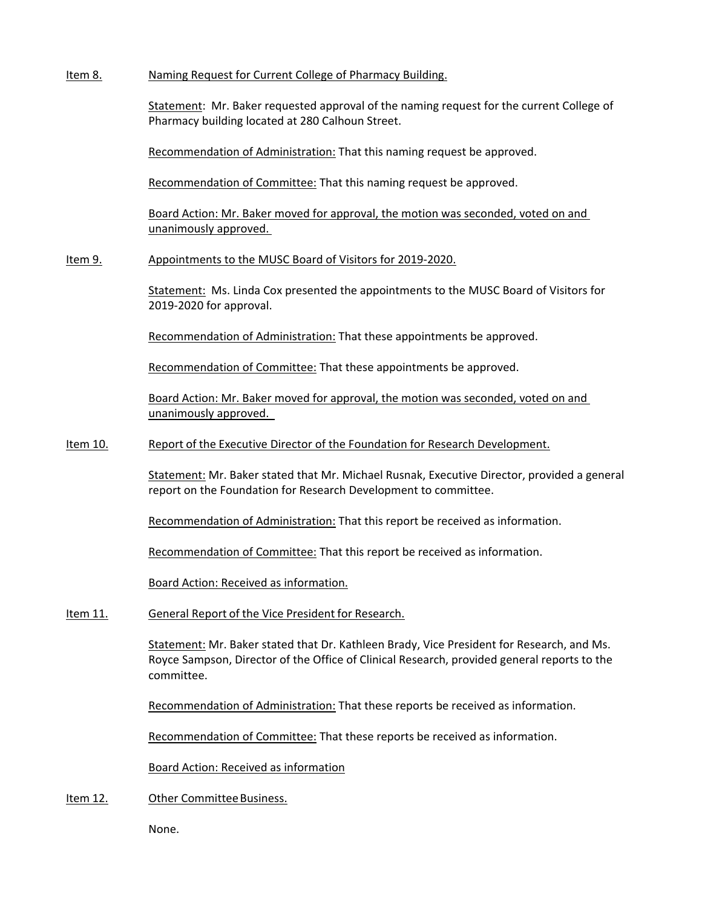Item 8. Naming Request for Current College of Pharmacy Building.

Statement: Mr. Baker requested approval of the naming request for the current College of Pharmacy building located at 280 Calhoun Street.

Recommendation of Administration: That this naming request be approved.

Recommendation of Committee: That this naming request be approved.

Board Action: Mr. Baker moved for approval, the motion was seconded, voted on and unanimously approved.

Item 9. Appointments to the MUSC Board of Visitors for 2019-2020.

Statement: Ms. Linda Cox presented the appointments to the MUSC Board of Visitors for 2019-2020 for approval.

Recommendation of Administration: That these appointments be approved.

Recommendation of Committee: That these appointments be approved.

Board Action: Mr. Baker moved for approval, the motion was seconded, voted on and unanimously approved.

Item 10. Report of the Executive Director of the Foundation for Research Development.

Statement: Mr. Baker stated that Mr. Michael Rusnak, Executive Director, provided a general report on the Foundation for Research Development to committee.

Recommendation of Administration: That this report be received as information.

Recommendation of Committee: That this report be received as information.

Board Action: Received as information.

Item 11. General Report of the Vice President for Research.

Statement: Mr. Baker stated that Dr. Kathleen Brady, Vice President for Research, and Ms. Royce Sampson, Director of the Office of Clinical Research, provided general reports to the committee.

Recommendation of Administration: That these reports be received as information.

Recommendation of Committee: That these reports be received as information.

Board Action: Received as information

Item 12. Other Committee Business.

None.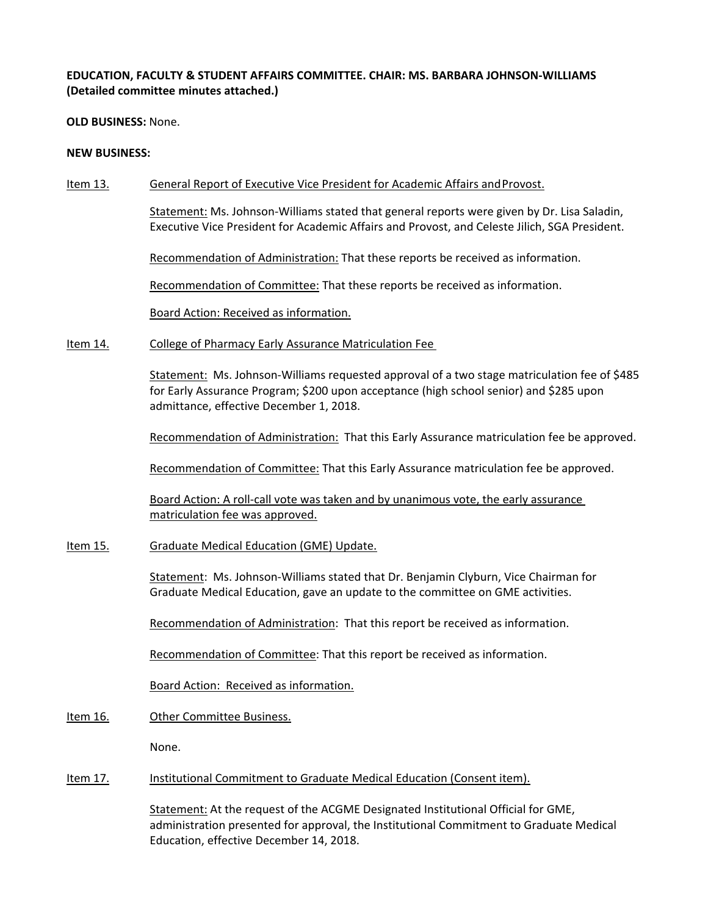**EDUCATION, FACULTY & STUDENT AFFAIRS COMMITTEE. CHAIR: MS. BARBARA JOHNSON-WILLIAMS (Detailed committee minutes attached.)**

**OLD BUSINESS:** None.

**NEW BUSINESS:**

Item 13. General Report of Executive Vice President for Academic Affairs and Provost.

Statement: Ms. Johnson-Williams stated that general reports were given by Dr. Lisa Saladin, Executive Vice President for Academic Affairs and Provost, and Celeste Jilich, SGA President.

Recommendation of Administration: That these reports be received as information.

Recommendation of Committee: That these reports be received as information.

Board Action: Received as information.

Item 14. College of Pharmacy Early Assurance Matriculation Fee

Statement: Ms. Johnson-Williams requested approval of a two stage matriculation fee of $485 for Early Assurance Program; $200 upon acceptance (high school senior) and $285 upon admittance, effective December 1, 2018.

Recommendation of Administration: That this Early Assurance matriculation fee be approved.

Recommendation of Committee: That this Early Assurance matriculation fee be approved.

Board Action: A roll-call vote was taken and by unanimous vote, the early assurance matriculation fee was approved.

Item 15. Graduate Medical Education (GME) Update.

Statement: Ms. Johnson-Williams stated that Dr. Benjamin Clyburn, Vice Chairman for Graduate Medical Education, gave an update to the committee on GME activities.

Recommendation of Administration: That this report be received as information.

Recommendation of Committee: That this report be received as information.

Board Action: Received as information.

Item 16. Other Committee Business.

None.

Item 17. Institutional Commitment to Graduate Medical Education (Consent item).

Statement: At the request of the ACGME Designated Institutional Official for GME, administration presented for approval, the Institutional Commitment to Graduate Medical Education, effective December 14, 2018.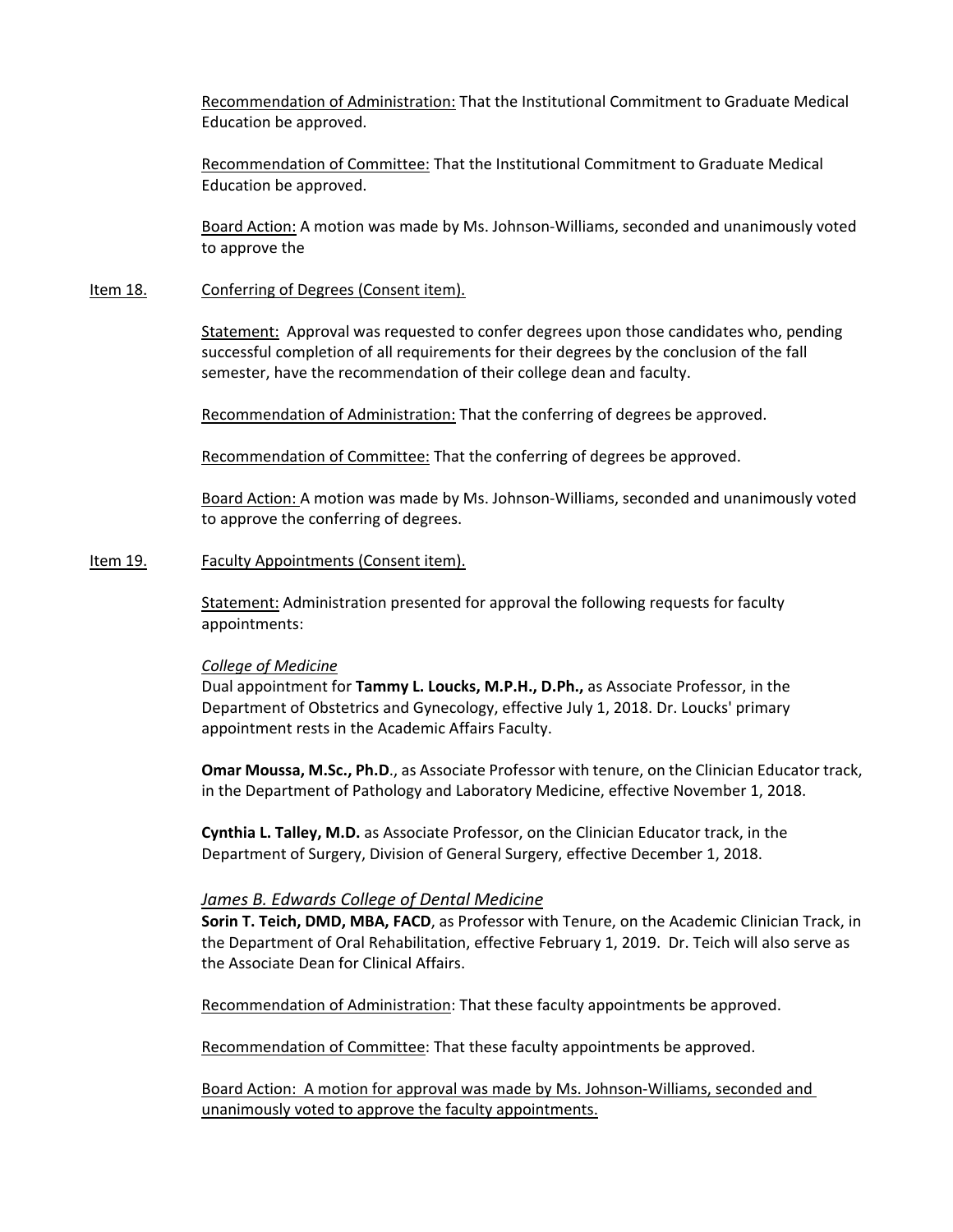Recommendation of Administration: That the Institutional Commitment to Graduate Medical Education be approved.

Recommendation of Committee: That the Institutional Commitment to Graduate Medical Education be approved.

Board Action: A motion was made by Ms. Johnson-Williams, seconded and unanimously voted to approve the

Item 18. Conferring of Degrees (Consent item).

Statement: Approval was requested to confer degrees upon those candidates who, pending successful completion of all requirements for their degrees by the conclusion of the fall semester, have the recommendation of their college dean and faculty.

Recommendation of Administration: That the conferring of degrees be approved.

Recommendation of Committee: That the conferring of degrees be approved.

Board Action: A motion was made by Ms. Johnson-Williams, seconded and unanimously voted to approve the conferring of degrees.

Item 19. Faculty Appointments (Consent item).

Statement: Administration presented for approval the following requests for faculty appointments:

*College of Medicine*

Dual appointment for **Tammy L. Loucks, M.P.H., D.Ph.,** as Associate Professor, in the Department of Obstetrics and Gynecology, effective July 1, 2018. Dr. Loucks' primary appointment rests in the Academic Affairs Faculty.

**Omar Moussa, M.Sc., Ph.D**., as Associate Professor with tenure, on the Clinician Educator track, in the Department of Pathology and Laboratory Medicine, effective November 1, 2018.

**Cynthia L. Talley, M.D.** as Associate Professor, on the Clinician Educator track, in the Department of Surgery, Division of General Surgery, effective December 1, 2018.

*James B. Edwards College of Dental Medicine*

**Sorin T. Teich, DMD, MBA, FACD**, as Professor with Tenure, on the Academic Clinician Track, in the Department of Oral Rehabilitation, effective February 1, 2019. Dr. Teich will also serve as the Associate Dean for Clinical Affairs.

Recommendation of Administration: That these faculty appointments be approved.

Recommendation of Committee: That these faculty appointments be approved.

Board Action: A motion for approval was made by Ms. Johnson-Williams, seconded and unanimously voted to approve the faculty appointments.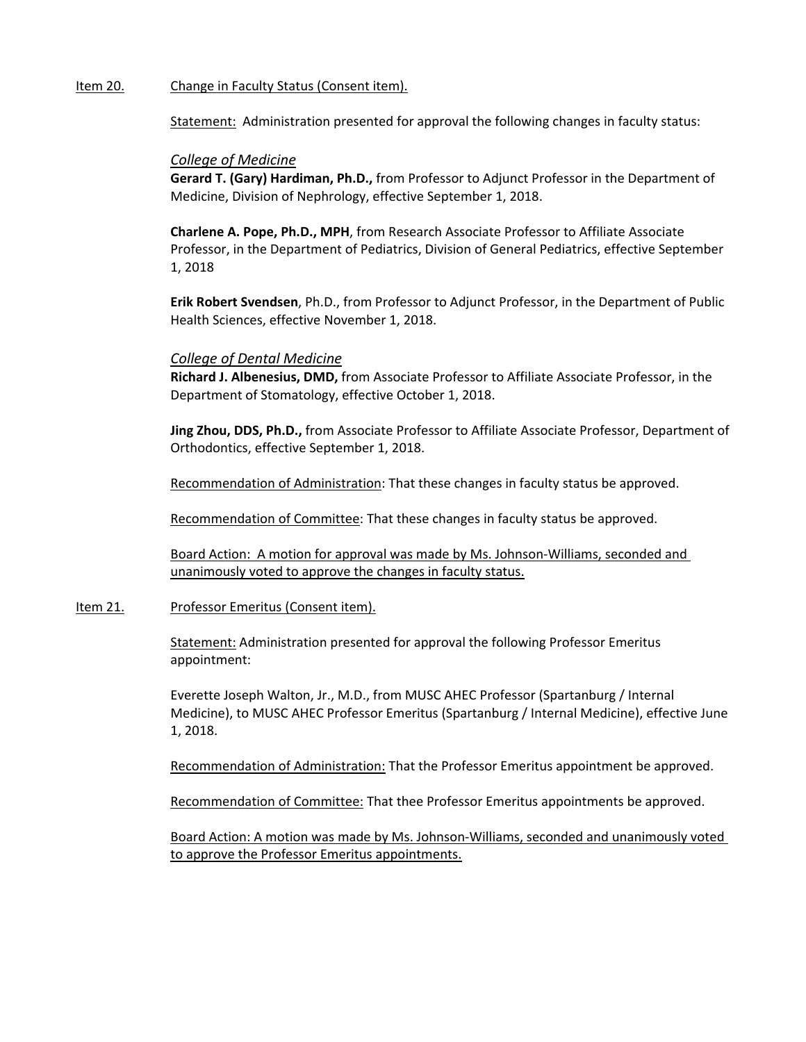Item 20. Change in Faculty Status (Consent item).

Statement: Administration presented for approval the following changes in faculty status:

*College of Medicine*

**Gerard T. (Gary) Hardiman, Ph.D.,** from Professor to Adjunct Professor in the Department of Medicine, Division of Nephrology, effective September 1, 2018.

**Charlene A. Pope, Ph.D., MPH**, from Research Associate Professor to Affiliate Associate Professor, in the Department of Pediatrics, Division of General Pediatrics, effective September 1, 2018

**Erik Robert Svendsen**, Ph.D., from Professor to Adjunct Professor, in the Department of Public Health Sciences, effective November 1, 2018.

*College of Dental Medicine*

**Richard J. Albenesius, DMD,** from Associate Professor to Affiliate Associate Professor, in the Department of Stomatology, effective October 1, 2018.

**Jing Zhou, DDS, Ph.D.,** from Associate Professor to Affiliate Associate Professor, Department of Orthodontics, effective September 1, 2018.

Recommendation of Administration: That these changes in faculty status be approved.

Recommendation of Committee: That these changes in faculty status be approved.

Board Action: A motion for approval was made by Ms. Johnson-Williams, seconded and unanimously voted to approve the changes in faculty status.

Item 21. Professor Emeritus (Consent item).

Statement: Administration presented for approval the following Professor Emeritus appointment:

Everette Joseph Walton, Jr., M.D., from MUSC AHEC Professor (Spartanburg / Internal Medicine), to MUSC AHEC Professor Emeritus (Spartanburg / Internal Medicine), effective June 1, 2018.

Recommendation of Administration: That the Professor Emeritus appointment be approved.

Recommendation of Committee: That thee Professor Emeritus appointments be approved.

Board Action: A motion was made by Ms. Johnson-Williams, seconded and unanimously voted to approve the Professor Emeritus appointments.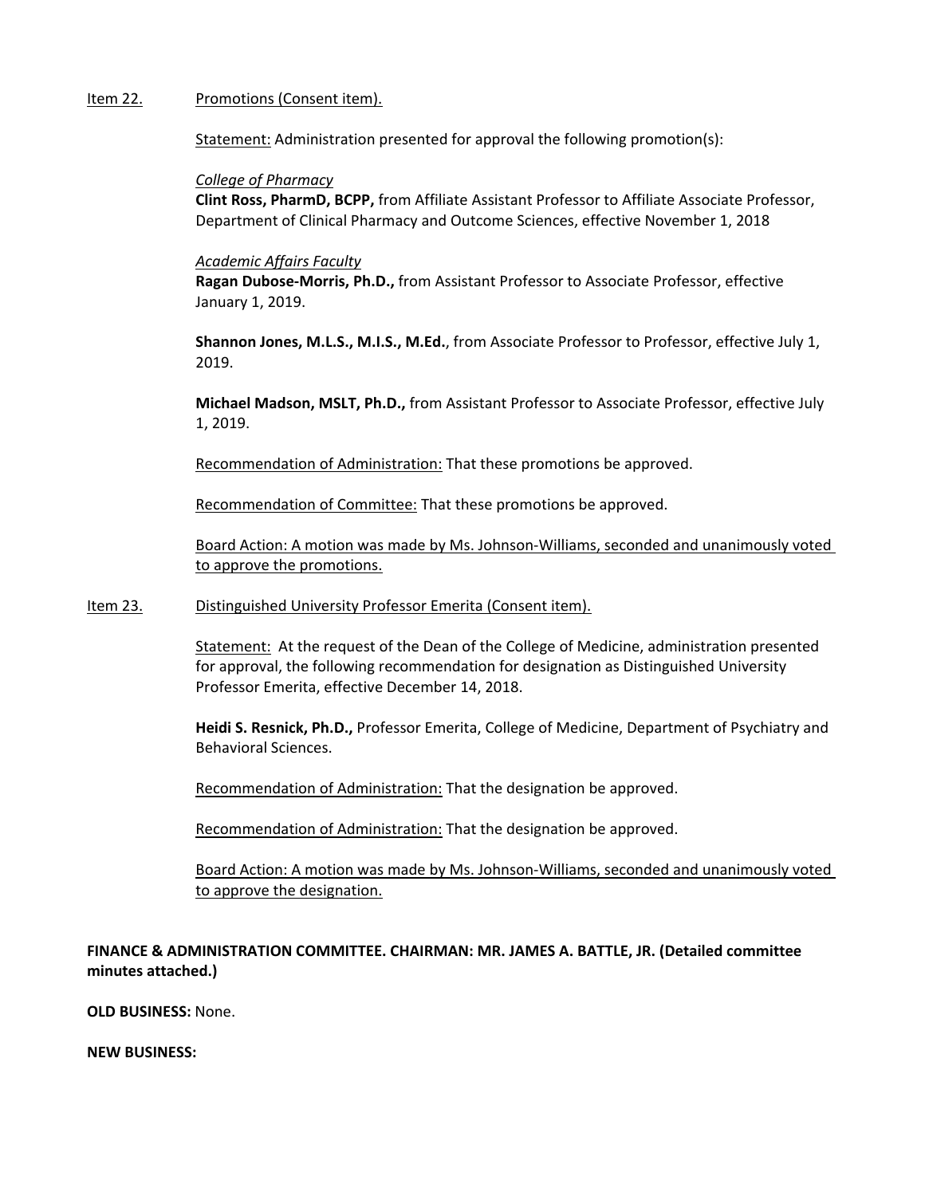Item 22. Promotions (Consent item).

Statement: Administration presented for approval the following promotion(s):

*College of Pharmacy*
**Clint Ross, PharmD, BCPP,** from Affiliate Assistant Professor to Affiliate Associate Professor, Department of Clinical Pharmacy and Outcome Sciences, effective November 1, 2018

*Academic Affairs Faculty*
**Ragan Dubose-Morris, Ph.D.,** from Assistant Professor to Associate Professor, effective January 1, 2019.

**Shannon Jones, M.L.S., M.I.S., M.Ed.**, from Associate Professor to Professor, effective July 1, 2019.

**Michael Madson, MSLT, Ph.D.,** from Assistant Professor to Associate Professor, effective July 1, 2019.

Recommendation of Administration: That these promotions be approved.

Recommendation of Committee: That these promotions be approved.

Board Action: A motion was made by Ms. Johnson-Williams, seconded and unanimously voted to approve the promotions.

Item 23. Distinguished University Professor Emerita (Consent item).

Statement: At the request of the Dean of the College of Medicine, administration presented for approval, the following recommendation for designation as Distinguished University Professor Emerita, effective December 14, 2018.

**Heidi S. Resnick, Ph.D.,** Professor Emerita, College of Medicine, Department of Psychiatry and Behavioral Sciences.

Recommendation of Administration: That the designation be approved.

Recommendation of Administration: That the designation be approved.

Board Action: A motion was made by Ms. Johnson-Williams, seconded and unanimously voted to approve the designation.

**FINANCE & ADMINISTRATION COMMITTEE. CHAIRMAN: MR. JAMES A. BATTLE, JR. (Detailed committee minutes attached.)**

**OLD BUSINESS:** None.

**NEW BUSINESS:**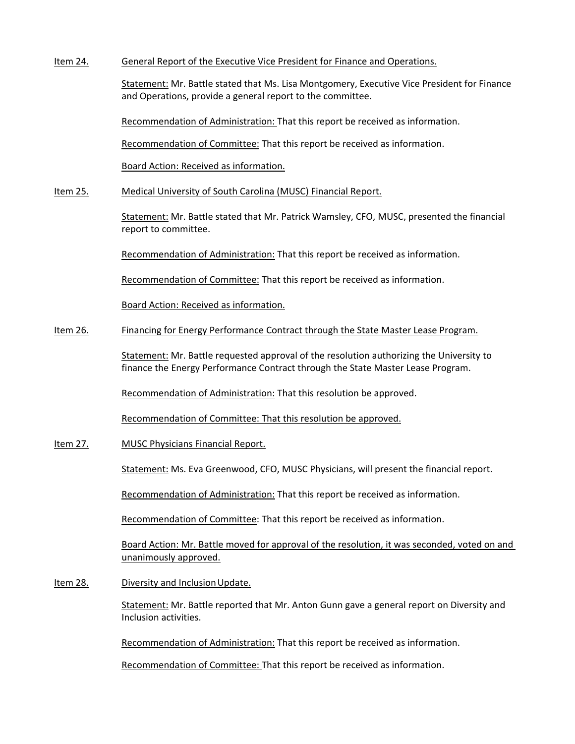Item 24. General Report of the Executive Vice President for Finance and Operations.

Statement: Mr. Battle stated that Ms. Lisa Montgomery, Executive Vice President for Finance and Operations, provide a general report to the committee.

Recommendation of Administration: That this report be received as information.

Recommendation of Committee: That this report be received as information.

Board Action: Received as information.

Item 25. Medical University of South Carolina (MUSC) Financial Report.

Statement: Mr. Battle stated that Mr. Patrick Wamsley, CFO, MUSC, presented the financial report to committee.

Recommendation of Administration: That this report be received as information.

Recommendation of Committee: That this report be received as information.

Board Action: Received as information.

Item 26. Financing for Energy Performance Contract through the State Master Lease Program.

Statement: Mr. Battle requested approval of the resolution authorizing the University to finance the Energy Performance Contract through the State Master Lease Program.

Recommendation of Administration: That this resolution be approved.

Recommendation of Committee: That this resolution be approved.

Item 27. MUSC Physicians Financial Report.

Statement: Ms. Eva Greenwood, CFO, MUSC Physicians, will present the financial report.

Recommendation of Administration: That this report be received as information.

Recommendation of Committee: That this report be received as information.

Board Action: Mr. Battle moved for approval of the resolution, it was seconded, voted on and unanimously approved.

Item 28. Diversity and Inclusion Update.

Statement: Mr. Battle reported that Mr. Anton Gunn gave a general report on Diversity and Inclusion activities.

Recommendation of Administration: That this report be received as information.

Recommendation of Committee: That this report be received as information.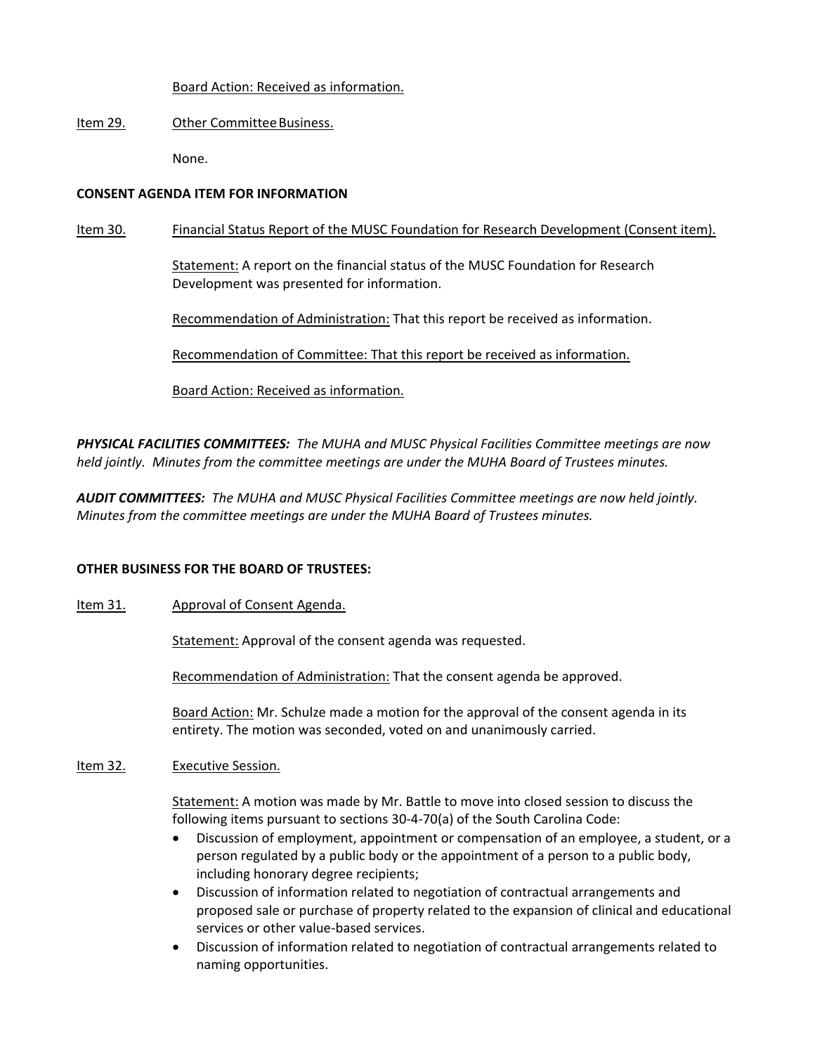Board Action: Received as information.

Item 29. Other Committee Business.

None.

**CONSENT AGENDA ITEM FOR INFORMATION**

Item 30. Financial Status Report of the MUSC Foundation for Research Development (Consent item).

Statement: A report on the financial status of the MUSC Foundation for Research Development was presented for information.

Recommendation of Administration: That this report be received as information.

Recommendation of Committee: That this report be received as information.

Board Action: Received as information.

***PHYSICAL FACILITIES COMMITTEES:*** *The MUHA and MUSC Physical Facilities Committee meetings are now held jointly. Minutes from the committee meetings are under the MUHA Board of Trustees minutes.*

***AUDIT COMMITTEES:*** *The MUHA and MUSC Physical Facilities Committee meetings are now held jointly. Minutes from the committee meetings are under the MUHA Board of Trustees minutes.*

**OTHER BUSINESS FOR THE BOARD OF TRUSTEES:**

Item 31. Approval of Consent Agenda.

Statement: Approval of the consent agenda was requested.

Recommendation of Administration: That the consent agenda be approved.

Board Action: Mr. Schulze made a motion for the approval of the consent agenda in its entirety. The motion was seconded, voted on and unanimously carried.

Item 32. Executive Session.

Statement: A motion was made by Mr. Battle to move into closed session to discuss the following items pursuant to sections 30-4-70(a) of the South Carolina Code:

- Discussion of employment, appointment or compensation of an employee, a student, or a person regulated by a public body or the appointment of a person to a public body, including honorary degree recipients;
- Discussion of information related to negotiation of contractual arrangements and proposed sale or purchase of property related to the expansion of clinical and educational services or other value-based services.
- Discussion of information related to negotiation of contractual arrangements related to naming opportunities.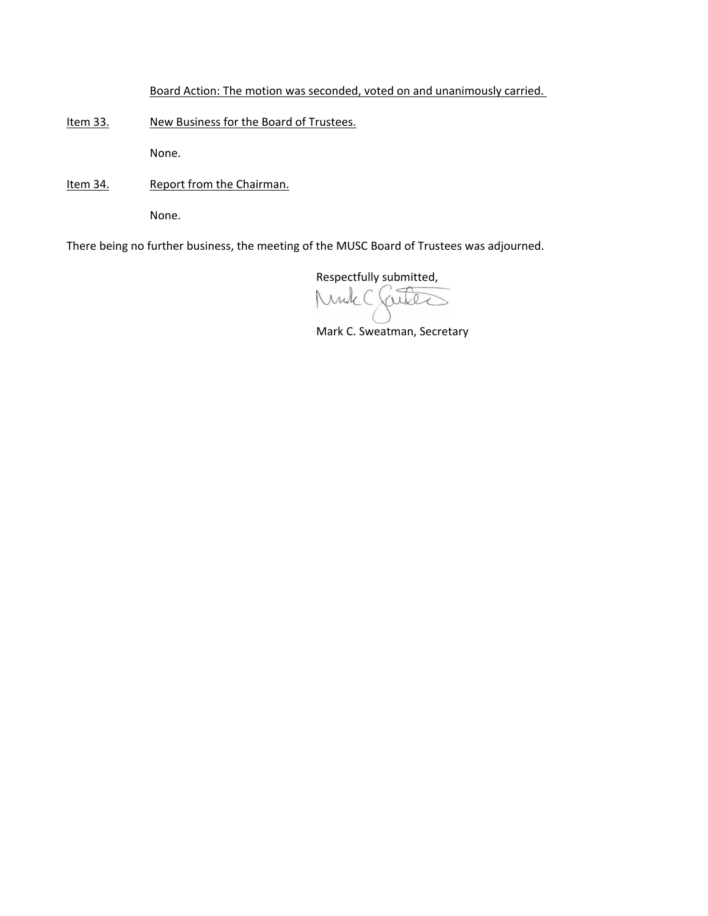Board Action: The motion was seconded, voted on and unanimously carried.

Item 33. New Business for the Board of Trustees.

None.

Item 34. Report from the Chairman.

None.

There being no further business, the meeting of the MUSC Board of Trustees was adjourned.

Respectfully submitted,

Mark C. Sweatman, Secretary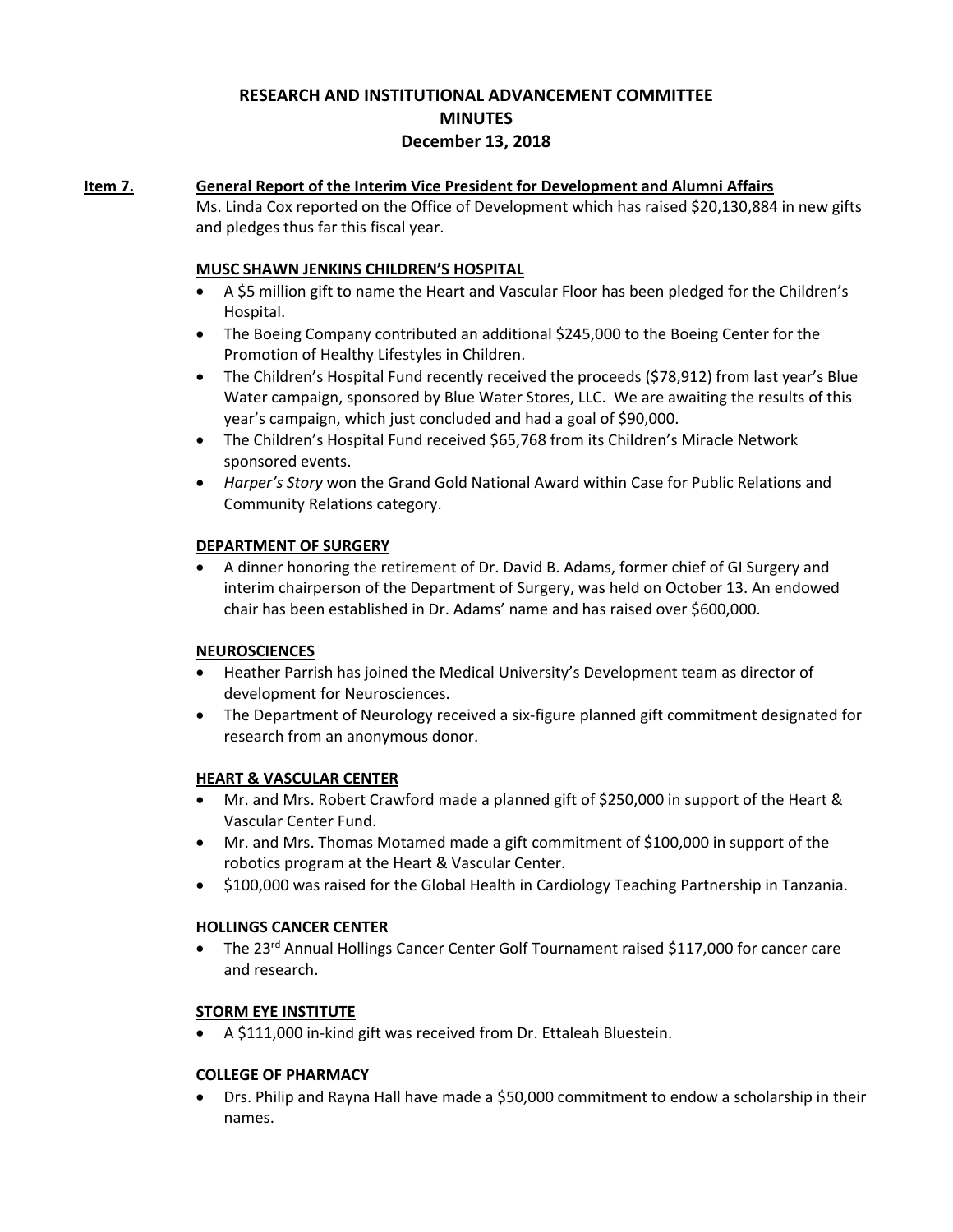# RESEARCH AND INSTITUTIONAL ADVANCEMENT COMMITTEE
# MINUTES
# December 13, 2018

**Item 7.** **General Report of the Interim Vice President for Development and Alumni Affairs**

Ms. Linda Cox reported on the Office of Development which has raised $20,130,884 in new gifts and pledges thus far this fiscal year.

**MUSC SHAWN JENKINS CHILDREN'S HOSPITAL**

- A $5 million gift to name the Heart and Vascular Floor has been pledged for the Children's Hospital.
- The Boeing Company contributed an additional $245,000 to the Boeing Center for the Promotion of Healthy Lifestyles in Children.
- The Children's Hospital Fund recently received the proceeds ($78,912) from last year's Blue Water campaign, sponsored by Blue Water Stores, LLC. We are awaiting the results of this year's campaign, which just concluded and had a goal of $90,000.
- The Children's Hospital Fund received $65,768 from its Children's Miracle Network sponsored events.
- *Harper's Story* won the Grand Gold National Award within Case for Public Relations and Community Relations category.

**DEPARTMENT OF SURGERY**

- A dinner honoring the retirement of Dr. David B. Adams, former chief of GI Surgery and interim chairperson of the Department of Surgery, was held on October 13. An endowed chair has been established in Dr. Adams' name and has raised over $600,000.

**NEUROSCIENCES**

- Heather Parrish has joined the Medical University's Development team as director of development for Neurosciences.
- The Department of Neurology received a six-figure planned gift commitment designated for research from an anonymous donor.

**HEART & VASCULAR CENTER**

- Mr. and Mrs. Robert Crawford made a planned gift of $250,000 in support of the Heart & Vascular Center Fund.
- Mr. and Mrs. Thomas Motamed made a gift commitment of $100,000 in support of the robotics program at the Heart & Vascular Center.
- $100,000 was raised for the Global Health in Cardiology Teaching Partnership in Tanzania.

**HOLLINGS CANCER CENTER**

- The 23rd Annual Hollings Cancer Center Golf Tournament raised $117,000 for cancer care and research.

**STORM EYE INSTITUTE**

- A $111,000 in-kind gift was received from Dr. Ettaleah Bluestein.

**COLLEGE OF PHARMACY**

- Drs. Philip and Rayna Hall have made a $50,000 commitment to endow a scholarship in their names.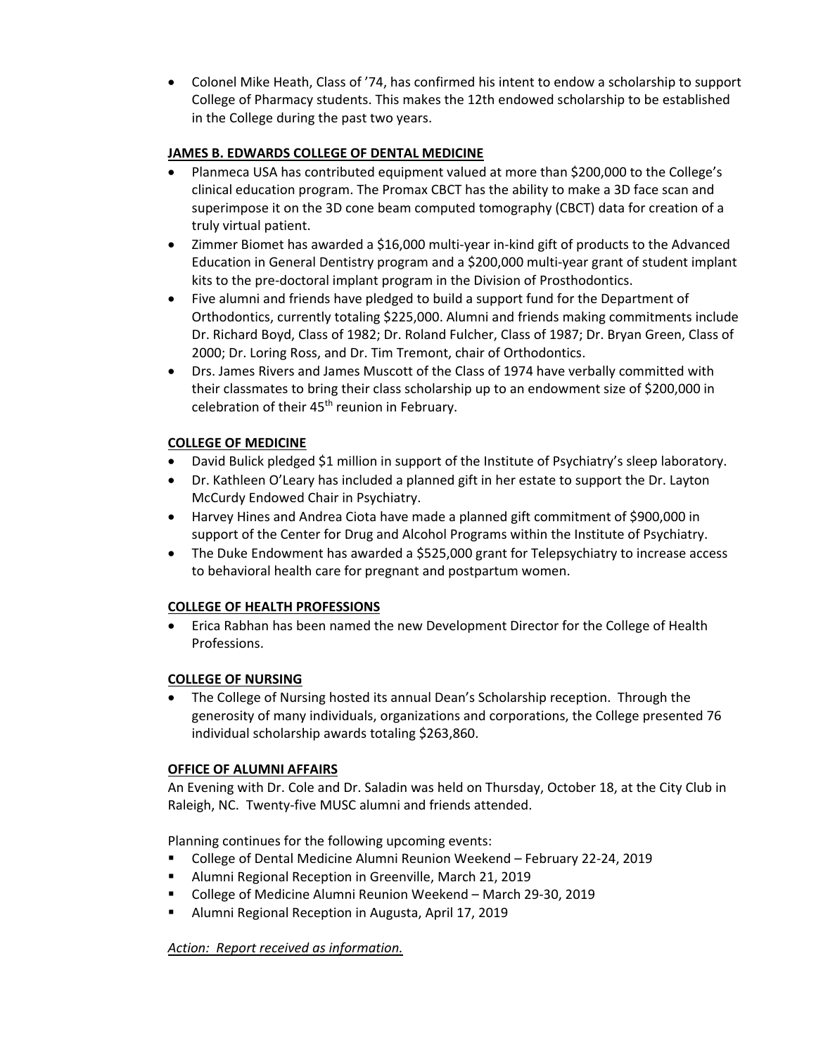- Colonel Mike Heath, Class of '74, has confirmed his intent to endow a scholarship to support College of Pharmacy students. This makes the 12th endowed scholarship to be established in the College during the past two years.

**JAMES B. EDWARDS COLLEGE OF DENTAL MEDICINE**

- Planmeca USA has contributed equipment valued at more than $200,000 to the College's clinical education program. The Promax CBCT has the ability to make a 3D face scan and superimpose it on the 3D cone beam computed tomography (CBCT) data for creation of a truly virtual patient.
- Zimmer Biomet has awarded a $16,000 multi-year in-kind gift of products to the Advanced Education in General Dentistry program and a $200,000 multi-year grant of student implant kits to the pre-doctoral implant program in the Division of Prosthodontics.
- Five alumni and friends have pledged to build a support fund for the Department of Orthodontics, currently totaling $225,000. Alumni and friends making commitments include Dr. Richard Boyd, Class of 1982; Dr. Roland Fulcher, Class of 1987; Dr. Bryan Green, Class of 2000; Dr. Loring Ross, and Dr. Tim Tremont, chair of Orthodontics.
- Drs. James Rivers and James Muscott of the Class of 1974 have verbally committed with their classmates to bring their class scholarship up to an endowment size of $200,000 in celebration of their 45th reunion in February.

**COLLEGE OF MEDICINE**

- David Bulick pledged $1 million in support of the Institute of Psychiatry's sleep laboratory.
- Dr. Kathleen O'Leary has included a planned gift in her estate to support the Dr. Layton McCurdy Endowed Chair in Psychiatry.
- Harvey Hines and Andrea Ciota have made a planned gift commitment of $900,000 in support of the Center for Drug and Alcohol Programs within the Institute of Psychiatry.
- The Duke Endowment has awarded a $525,000 grant for Telepsychiatry to increase access to behavioral health care for pregnant and postpartum women.

**COLLEGE OF HEALTH PROFESSIONS**

- Erica Rabhan has been named the new Development Director for the College of Health Professions.

**COLLEGE OF NURSING**

- The College of Nursing hosted its annual Dean's Scholarship reception. Through the generosity of many individuals, organizations and corporations, the College presented 76 individual scholarship awards totaling $263,860.

**OFFICE OF ALUMNI AFFAIRS**

An Evening with Dr. Cole and Dr. Saladin was held on Thursday, October 18, at the City Club in Raleigh, NC. Twenty-five MUSC alumni and friends attended.

Planning continues for the following upcoming events:

- College of Dental Medicine Alumni Reunion Weekend – February 22-24, 2019
- Alumni Regional Reception in Greenville, March 21, 2019
- College of Medicine Alumni Reunion Weekend – March 29-30, 2019
- Alumni Regional Reception in Augusta, April 17, 2019

*Action: Report received as information.*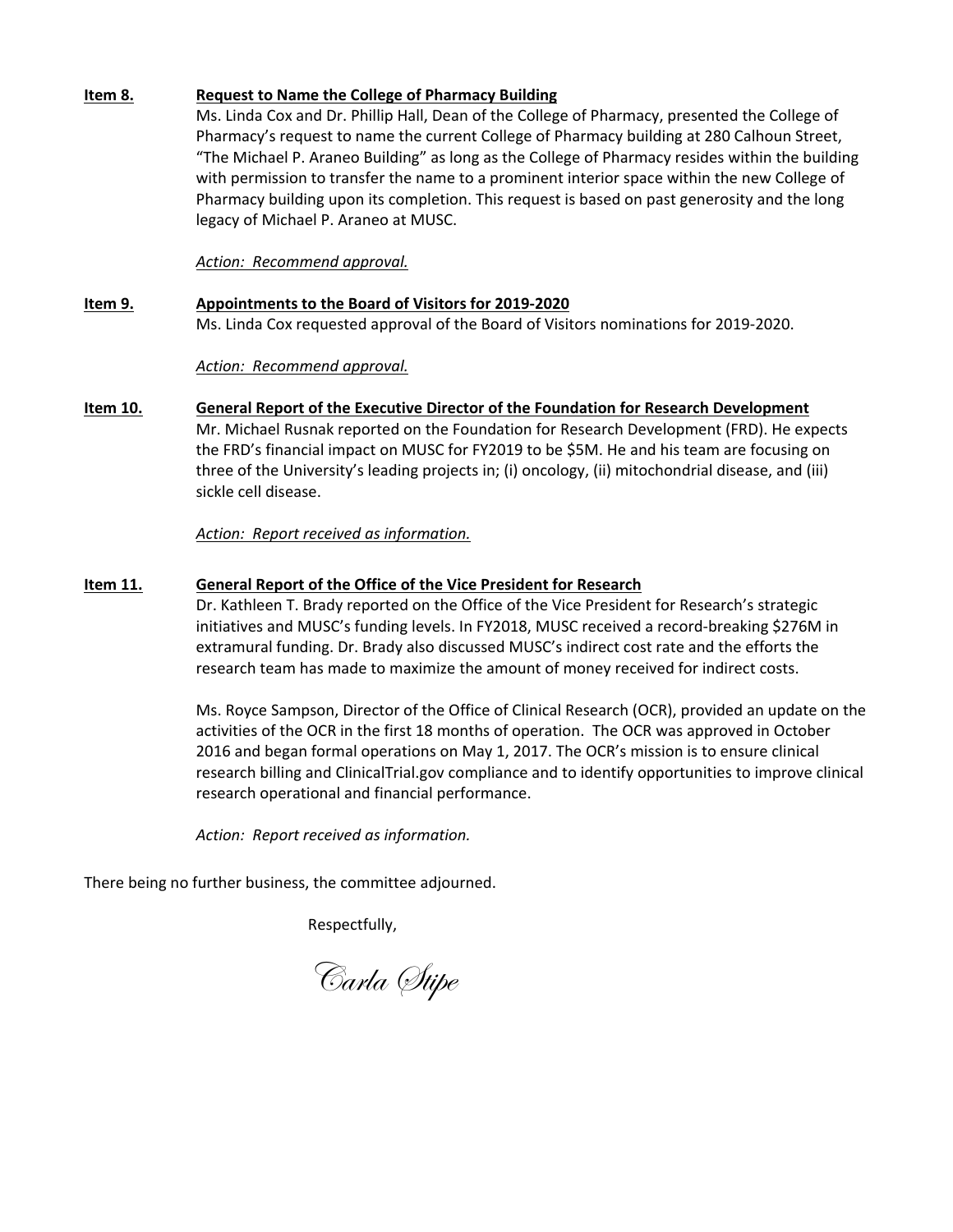**Item 8.** **<u>Request to Name the College of Pharmacy Building</u>**

Ms. Linda Cox and Dr. Phillip Hall, Dean of the College of Pharmacy, presented the College of Pharmacy's request to name the current College of Pharmacy building at 280 Calhoun Street, "The Michael P. Araneo Building" as long as the College of Pharmacy resides within the building with permission to transfer the name to a prominent interior space within the new College of Pharmacy building upon its completion. This request is based on past generosity and the long legacy of Michael P. Araneo at MUSC.

*<u>Action: Recommend approval.</u>*

**Item 9.** **<u>Appointments to the Board of Visitors for 2019-2020</u>**

Ms. Linda Cox requested approval of the Board of Visitors nominations for 2019-2020.

*<u>Action: Recommend approval.</u>*

**Item 10.** **<u>General Report of the Executive Director of the Foundation for Research Development</u>**

Mr. Michael Rusnak reported on the Foundation for Research Development (FRD). He expects the FRD's financial impact on MUSC for FY2019 to be $5M. He and his team are focusing on three of the University's leading projects in; (i) oncology, (ii) mitochondrial disease, and (iii) sickle cell disease.

*<u>Action: Report received as information.</u>*

**Item 11.** **<u>General Report of the Office of the Vice President for Research</u>**

Dr. Kathleen T. Brady reported on the Office of the Vice President for Research's strategic initiatives and MUSC's funding levels. In FY2018, MUSC received a record-breaking $276M in extramural funding. Dr. Brady also discussed MUSC's indirect cost rate and the efforts the research team has made to maximize the amount of money received for indirect costs.

Ms. Royce Sampson, Director of the Office of Clinical Research (OCR), provided an update on the activities of the OCR in the first 18 months of operation. The OCR was approved in October 2016 and began formal operations on May 1, 2017. The OCR's mission is to ensure clinical research billing and ClinicalTrial.gov compliance and to identify opportunities to improve clinical research operational and financial performance.

*Action: Report received as information.*

There being no further business, the committee adjourned.

Respectfully,

*Carla Stipe*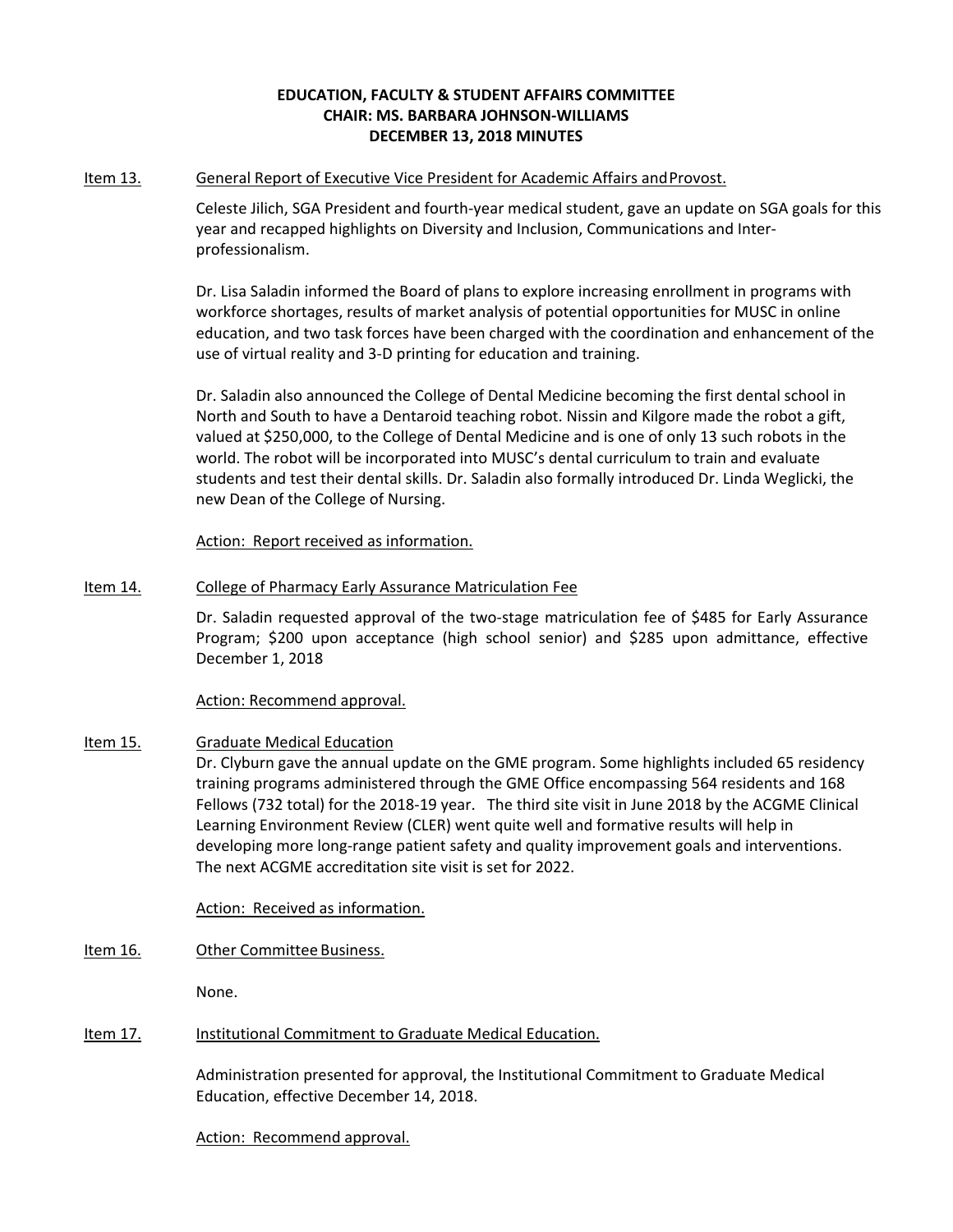**EDUCATION, FACULTY & STUDENT AFFAIRS COMMITTEE**
**CHAIR: MS. BARBARA JOHNSON-WILLIAMS**
**DECEMBER 13, 2018 MINUTES**

<u>Item 13.</u> <u>General Report of Executive Vice President for Academic Affairs and Provost.</u>

Celeste Jilich, SGA President and fourth-year medical student, gave an update on SGA goals for this year and recapped highlights on Diversity and Inclusion, Communications and Inter-professionalism.

Dr. Lisa Saladin informed the Board of plans to explore increasing enrollment in programs with workforce shortages, results of market analysis of potential opportunities for MUSC in online education, and two task forces have been charged with the coordination and enhancement of the use of virtual reality and 3-D printing for education and training.

Dr. Saladin also announced the College of Dental Medicine becoming the first dental school in North and South to have a Dentaroid teaching robot. Nissin and Kilgore made the robot a gift, valued at $250,000, to the College of Dental Medicine and is one of only 13 such robots in the world. The robot will be incorporated into MUSC's dental curriculum to train and evaluate students and test their dental skills. Dr. Saladin also formally introduced Dr. Linda Weglicki, the new Dean of the College of Nursing.

<u>Action: Report received as information.</u>

<u>Item 14.</u> <u>College of Pharmacy Early Assurance Matriculation Fee</u>

Dr. Saladin requested approval of the two-stage matriculation fee of $485 for Early Assurance Program; $200 upon acceptance (high school senior) and $285 upon admittance, effective December 1, 2018

<u>Action: Recommend approval.</u>

<u>Item 15.</u> <u>Graduate Medical Education</u>

Dr. Clyburn gave the annual update on the GME program. Some highlights included 65 residency training programs administered through the GME Office encompassing 564 residents and 168 Fellows (732 total) for the 2018-19 year. The third site visit in June 2018 by the ACGME Clinical Learning Environment Review (CLER) went quite well and formative results will help in developing more long-range patient safety and quality improvement goals and interventions. The next ACGME accreditation site visit is set for 2022.

<u>Action: Received as information.</u>

<u>Item 16.</u> <u>Other Committee Business.</u>

None.

<u>Item 17.</u> <u>Institutional Commitment to Graduate Medical Education.</u>

Administration presented for approval, the Institutional Commitment to Graduate Medical Education, effective December 14, 2018.

<u>Action: Recommend approval.</u>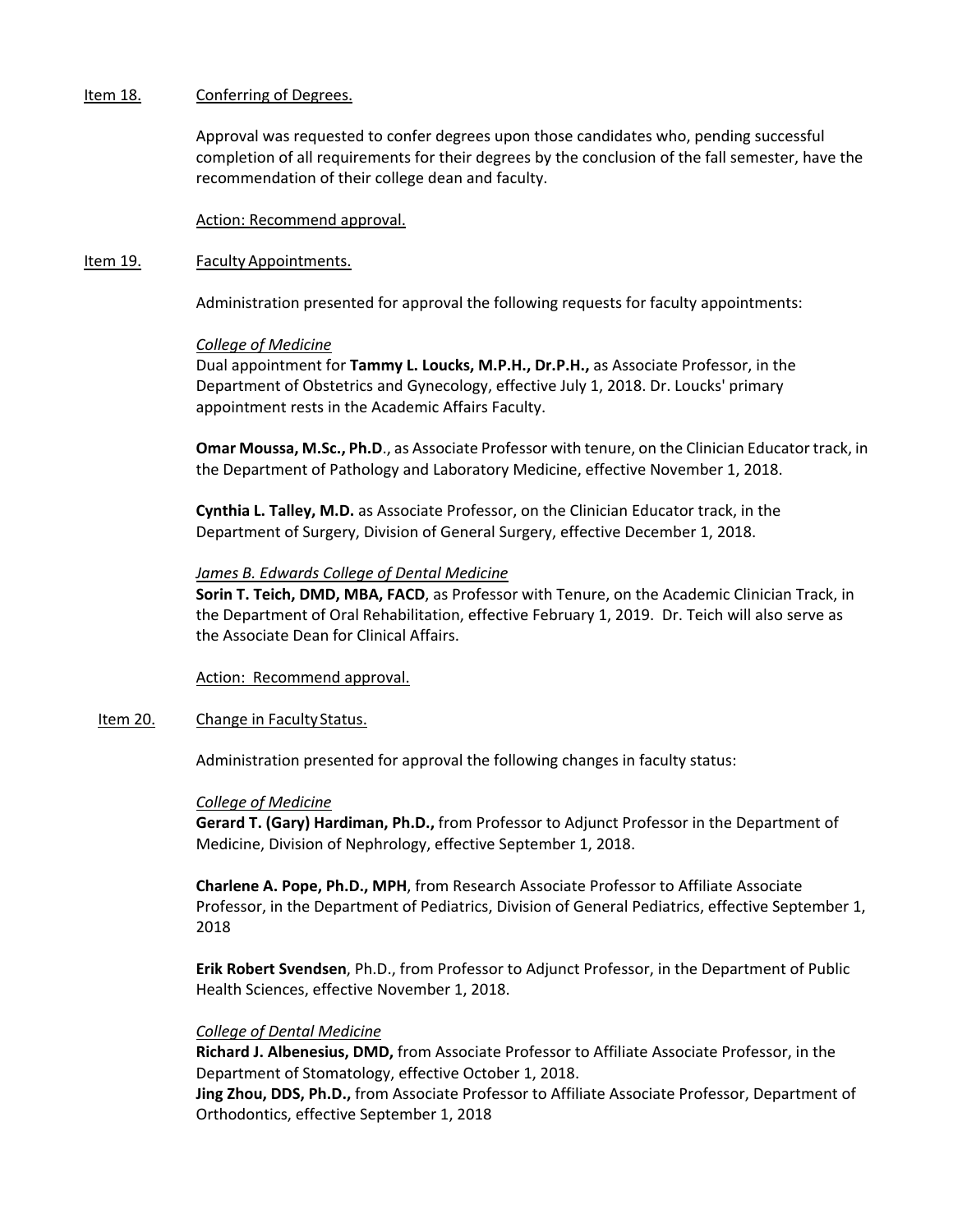Item 18. Conferring of Degrees.

Approval was requested to confer degrees upon those candidates who, pending successful completion of all requirements for their degrees by the conclusion of the fall semester, have the recommendation of their college dean and faculty.

Action: Recommend approval.

Item 19. Faculty Appointments.

Administration presented for approval the following requests for faculty appointments:

*College of Medicine*
Dual appointment for **Tammy L. Loucks, M.P.H., Dr.P.H.,** as Associate Professor, in the Department of Obstetrics and Gynecology, effective July 1, 2018. Dr. Loucks' primary appointment rests in the Academic Affairs Faculty.

**Omar Moussa, M.Sc., Ph.D**., as Associate Professor with tenure, on the Clinician Educator track, in the Department of Pathology and Laboratory Medicine, effective November 1, 2018.

**Cynthia L. Talley, M.D.** as Associate Professor, on the Clinician Educator track, in the Department of Surgery, Division of General Surgery, effective December 1, 2018.

*James B. Edwards College of Dental Medicine*
**Sorin T. Teich, DMD, MBA, FACD**, as Professor with Tenure, on the Academic Clinician Track, in the Department of Oral Rehabilitation, effective February 1, 2019. Dr. Teich will also serve as the Associate Dean for Clinical Affairs.

Action: Recommend approval.

Item 20. Change in Faculty Status.

Administration presented for approval the following changes in faculty status:

*College of Medicine*
**Gerard T. (Gary) Hardiman, Ph.D.,** from Professor to Adjunct Professor in the Department of Medicine, Division of Nephrology, effective September 1, 2018.

**Charlene A. Pope, Ph.D., MPH**, from Research Associate Professor to Affiliate Associate Professor, in the Department of Pediatrics, Division of General Pediatrics, effective September 1, 2018

**Erik Robert Svendsen**, Ph.D., from Professor to Adjunct Professor, in the Department of Public Health Sciences, effective November 1, 2018.

*College of Dental Medicine*
**Richard J. Albenesius, DMD,** from Associate Professor to Affiliate Associate Professor, in the Department of Stomatology, effective October 1, 2018.
**Jing Zhou, DDS, Ph.D.,** from Associate Professor to Affiliate Associate Professor, Department of Orthodontics, effective September 1, 2018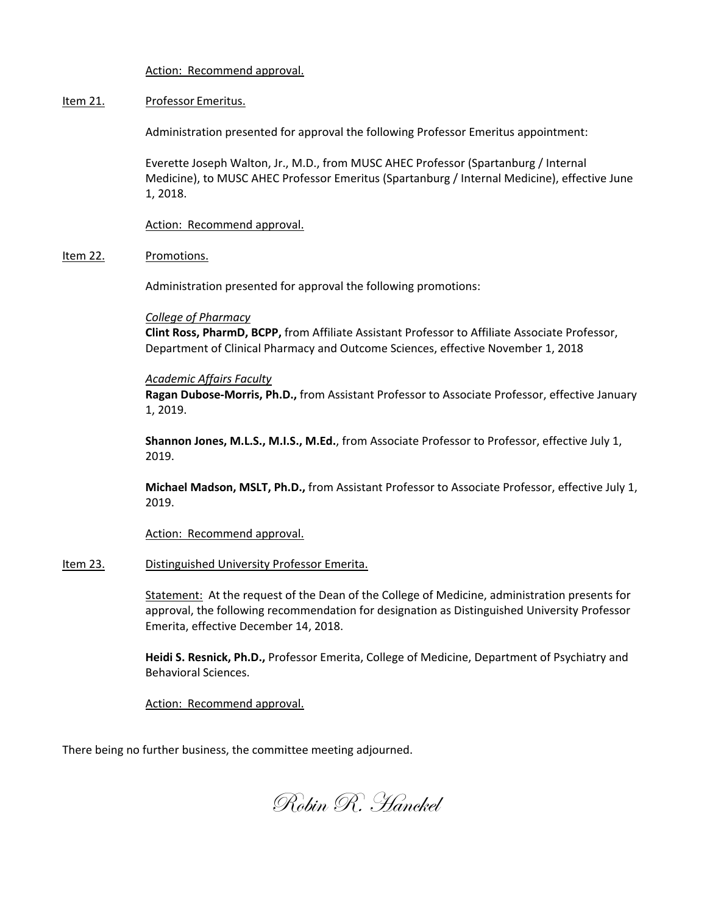Action: Recommend approval.

Item 21. Professor Emeritus.

Administration presented for approval the following Professor Emeritus appointment:

Everette Joseph Walton, Jr., M.D., from MUSC AHEC Professor (Spartanburg / Internal Medicine), to MUSC AHEC Professor Emeritus (Spartanburg / Internal Medicine), effective June 1, 2018.

Action: Recommend approval.

Item 22. Promotions.

Administration presented for approval the following promotions:

*College of Pharmacy*
**Clint Ross, PharmD, BCPP,** from Affiliate Assistant Professor to Affiliate Associate Professor, Department of Clinical Pharmacy and Outcome Sciences, effective November 1, 2018

*Academic Affairs Faculty*
**Ragan Dubose-Morris, Ph.D.,** from Assistant Professor to Associate Professor, effective January 1, 2019.

**Shannon Jones, M.L.S., M.I.S., M.Ed.**, from Associate Professor to Professor, effective July 1, 2019.

**Michael Madson, MSLT, Ph.D.,** from Assistant Professor to Associate Professor, effective July 1, 2019.

Action: Recommend approval.

Item 23. Distinguished University Professor Emerita.

Statement: At the request of the Dean of the College of Medicine, administration presents for approval, the following recommendation for designation as Distinguished University Professor Emerita, effective December 14, 2018.

**Heidi S. Resnick, Ph.D.,** Professor Emerita, College of Medicine, Department of Psychiatry and Behavioral Sciences.

Action: Recommend approval.

There being no further business, the committee meeting adjourned.

*Robin R. Hanckel*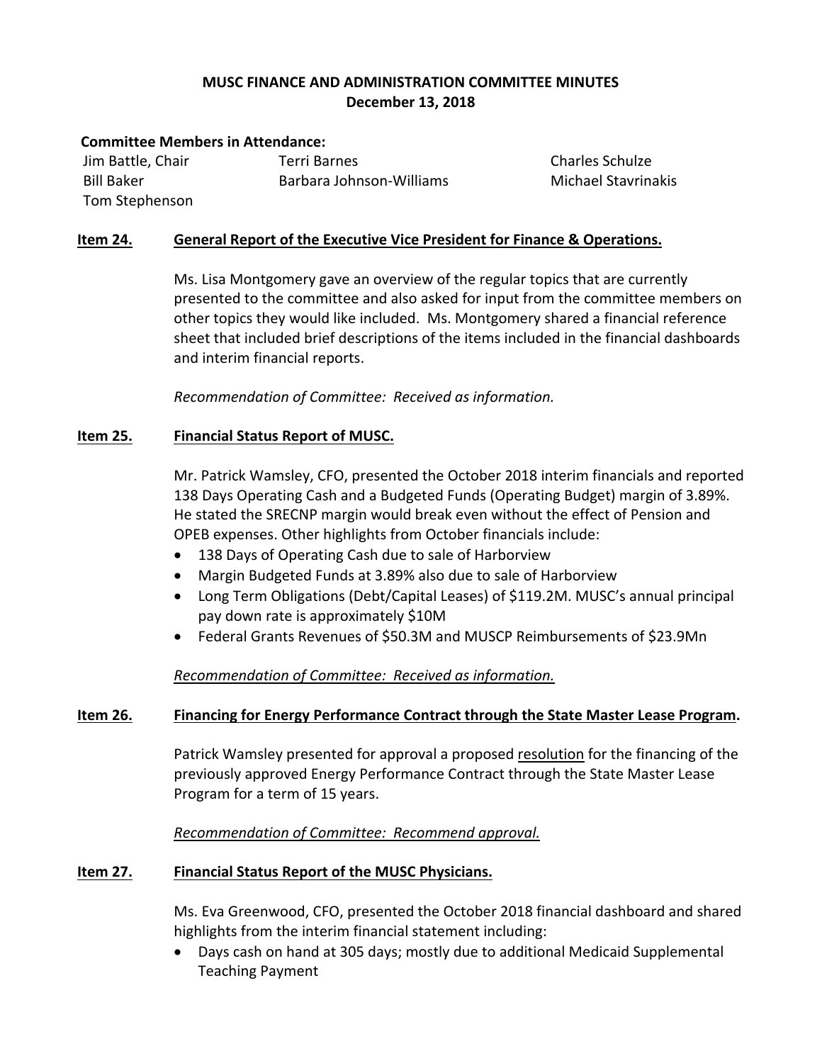# MUSC FINANCE AND ADMINISTRATION COMMITTEE MINUTES
## December 13, 2018

**Committee Members in Attendance:**

Jim Battle, Chair
Bill Baker
Tom Stephenson
Terri Barnes
Barbara Johnson-Williams
Charles Schulze
Michael Stavrinakis

**Item 24.** **General Report of the Executive Vice President for Finance & Operations.**

Ms. Lisa Montgomery gave an overview of the regular topics that are currently presented to the committee and also asked for input from the committee members on other topics they would like included. Ms. Montgomery shared a financial reference sheet that included brief descriptions of the items included in the financial dashboards and interim financial reports.

*Recommendation of Committee: Received as information.*

**Item 25.** **Financial Status Report of MUSC.**

Mr. Patrick Wamsley, CFO, presented the October 2018 interim financials and reported 138 Days Operating Cash and a Budgeted Funds (Operating Budget) margin of 3.89%. He stated the SRECNP margin would break even without the effect of Pension and OPEB expenses. Other highlights from October financials include:

- 138 Days of Operating Cash due to sale of Harborview
- Margin Budgeted Funds at 3.89% also due to sale of Harborview
- Long Term Obligations (Debt/Capital Leases) of $119.2M. MUSC's annual principal pay down rate is approximately $10M
- Federal Grants Revenues of $50.3M and MUSCP Reimbursements of $23.9Mn

*Recommendation of Committee: Received as information.*

**Item 26.** **Financing for Energy Performance Contract through the State Master Lease Program.**

Patrick Wamsley presented for approval a proposed resolution for the financing of the previously approved Energy Performance Contract through the State Master Lease Program for a term of 15 years.

*Recommendation of Committee: Recommend approval.*

**Item 27.** **Financial Status Report of the MUSC Physicians.**

Ms. Eva Greenwood, CFO, presented the October 2018 financial dashboard and shared highlights from the interim financial statement including:

- Days cash on hand at 305 days; mostly due to additional Medicaid Supplemental Teaching Payment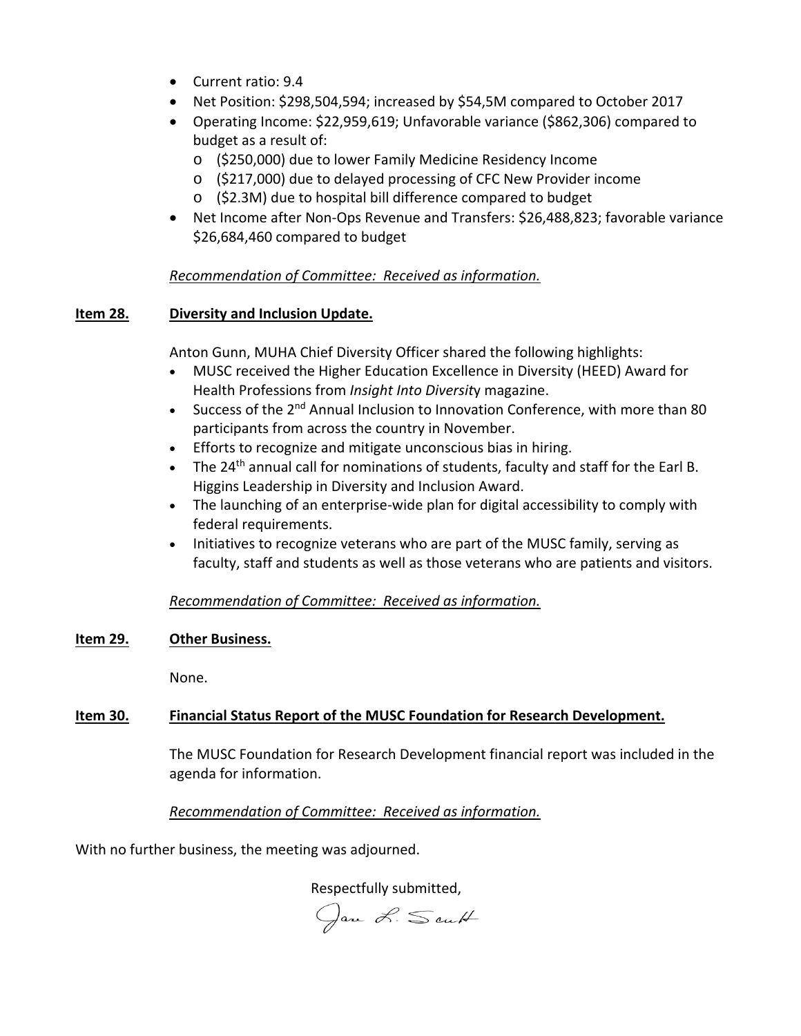- Current ratio: 9.4
- Net Position: $298,504,594; increased by $54,5M compared to October 2017
- Operating Income: $22,959,619; Unfavorable variance ($862,306) compared to budget as a result of:
  - ($250,000) due to lower Family Medicine Residency Income
  - ($217,000) due to delayed processing of CFC New Provider income
  - ($2.3M) due to hospital bill difference compared to budget
- Net Income after Non-Ops Revenue and Transfers: $26,488,823; favorable variance $26,684,460 compared to budget

*Recommendation of Committee: Received as information.*

**Item 28. Diversity and Inclusion Update.**

Anton Gunn, MUHA Chief Diversity Officer shared the following highlights:

- MUSC received the Higher Education Excellence in Diversity (HEED) Award for Health Professions from *Insight Into Diversity* magazine.
- Success of the 2nd Annual Inclusion to Innovation Conference, with more than 80 participants from across the country in November.
- Efforts to recognize and mitigate unconscious bias in hiring.
- The 24th annual call for nominations of students, faculty and staff for the Earl B. Higgins Leadership in Diversity and Inclusion Award.
- The launching of an enterprise-wide plan for digital accessibility to comply with federal requirements.
- Initiatives to recognize veterans who are part of the MUSC family, serving as faculty, staff and students as well as those veterans who are patients and visitors.

*Recommendation of Committee: Received as information.*

**Item 29. Other Business.**

None.

**Item 30. Financial Status Report of the MUSC Foundation for Research Development.**

The MUSC Foundation for Research Development financial report was included in the agenda for information.

*Recommendation of Committee: Received as information.*

With no further business, the meeting was adjourned.

Respectfully submitted,

Jane L. Scutt